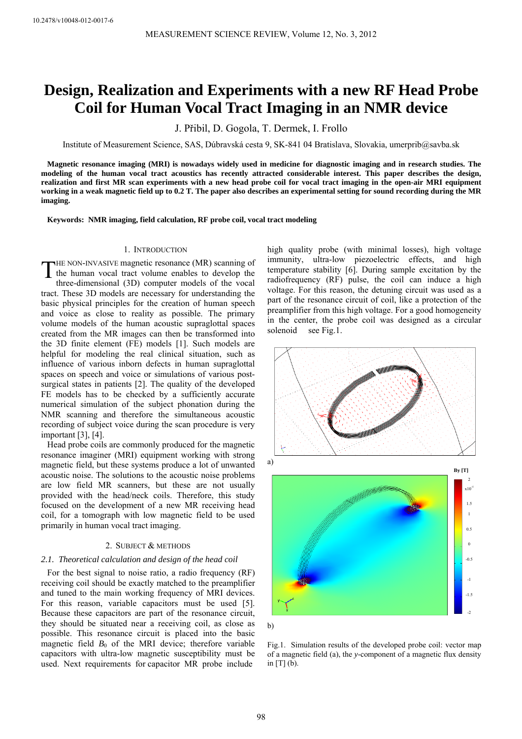10.2478/v10048-012-0017-6

# Design, Realization and Experiments with a new RF Head Probe Coil for Human Vocal Tract Imaging in an NMR device

J. Přibil, D. Gogola, T. Dermek, I. Frollo

Institute of Measurement Science, SAS, Dúbravská cesta 9, SK-841 04 Bratislava, Slovakia, umerprib@savba.sk

**Magnetic resonance imaging (MRI) is nowadays widely used in medicine for diagnostic imaging and in research studies. The modeling of the human vocal tract acoustics has recently attracted considerable interest. This paper describes the design, realization and first MR scan experiments with a new head probe coil for vocal tract imaging in the open-air MRI equipment working in a weak magnetic field up to 0.2 T. The paper also describes an experimental setting for sound recording during the MR imaging.**

**Keywords: NMR imaging, field calculation, RF probe coil, vocal tract modeling**

## 1. Introduction

The non-invasive magnetic resonance (MR) scanning of the human vocal tract volume enables to develop the three-dimensional (3D) computer models of the vocal tract. These 3D models are necessary for understanding the basic physical principles for the creation of human speech and voice as close to reality as possible. The primary volume models of the human acoustic supraglottal spaces created from the MR images can then be transformed into the 3D finite element (FE) models [1]. Such models are helpful for modeling the real clinical situation, such as influence of various inborn defects in human supraglottal spaces on speech and voice or simulations of various post-surgical states in patients [2]. The quality of the developed FE models has to be checked by a sufficiently accurate numerical simulation of the subject phonation during the NMR scanning and therefore the simultaneous acoustic recording of subject voice during the scan procedure is very important [3], [4].

Head probe coils are commonly produced for the magnetic resonance imaginer (MRI) equipment working with strong magnetic field, but these systems produce a lot of unwanted acoustic noise. The solutions to the acoustic noise problems are low field MR scanners, but these are not usually provided with the head/neck coils. Therefore, this study focused on the development of a new MR receiving head coil, for a tomograph with low magnetic field to be used primarily in human vocal tract imaging.

## 2. Subject & Methods

### 2.1. Theoretical calculation and design of the head coil

For the best signal to noise ratio, a radio frequency (RF) receiving coil should be exactly matched to the preamplifier and tuned to the main working frequency of MRI devices. For this reason, variable capacitors must be used [5]. Because these capacitors are part of the resonance circuit, they should be situated near a receiving coil, as close as possible. This resonance circuit is placed into the basic magnetic field $B_0$ of the MRI device; therefore variable capacitors with ultra-low magnetic susceptibility must be used. Next requirements for capacitor MR probe include high quality probe (with minimal losses), high voltage immunity, ultra-low piezoelectric effects, and high temperature stability [6]. During sample excitation by the radiofrequency (RF) pulse, the coil can induce a high voltage. For this reason, the detuning circuit was used as a part of the resonance circuit of coil, like a protection of the preamplifier from this high voltage. For a good homogeneity in the center, the probe coil was designed as a circular solenoid see Fig.1.

Fig.1. Simulation results of the developed probe coil: vector map of a magnetic field (a), the *y*-component of a magnetic flux density in [T] (b).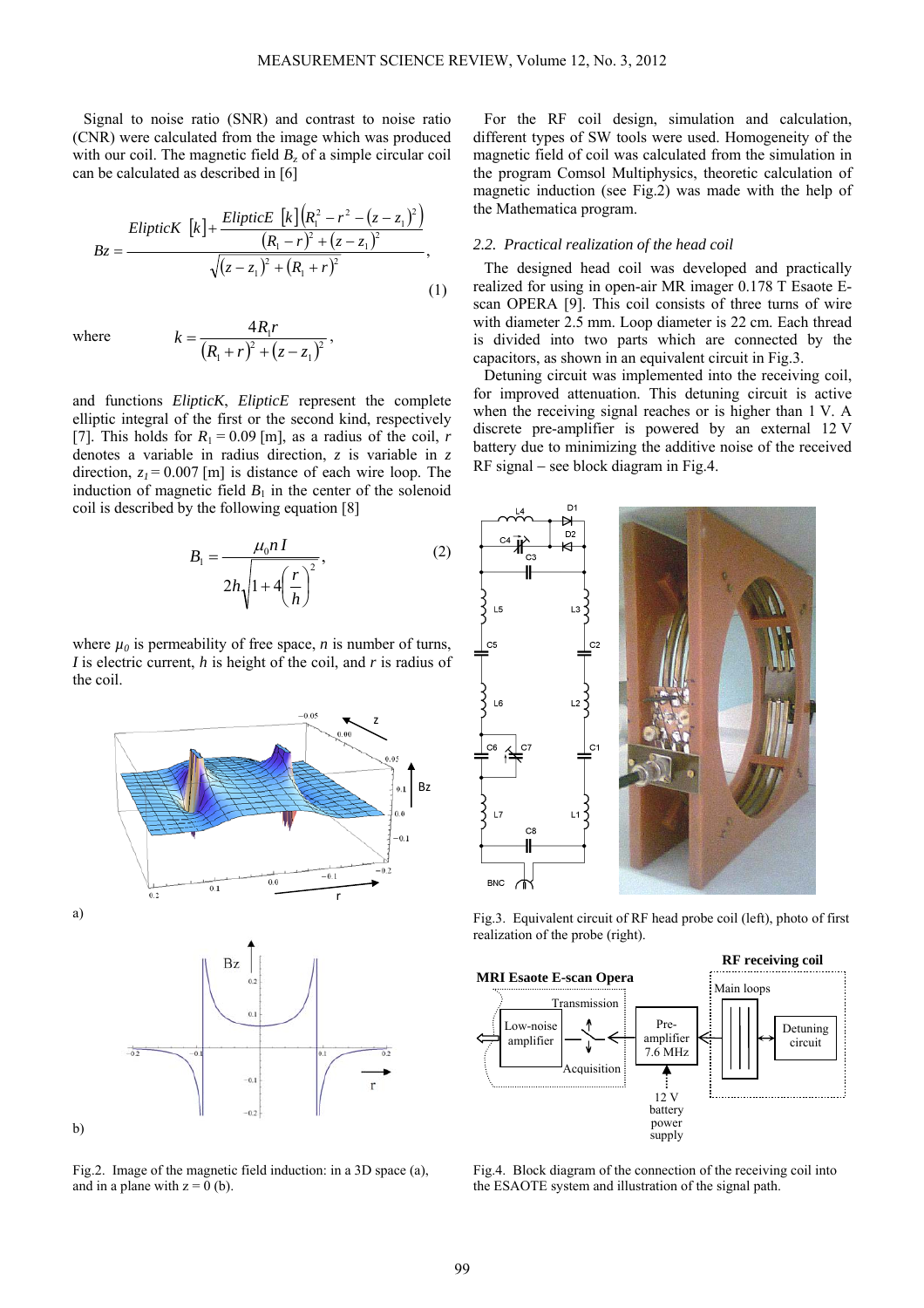Signal to noise ratio (SNR) and contrast to noise ratio (CNR) were calculated from the image which was produced with our coil. The magnetic field $B_z$ of a simple circular coil can be calculated as described in [6]

$$Bz = \frac{EllipticK\ [k] + \frac{EllipticE\ [k]\left(R_1^2 - r^2 - (z - z_1)^2\right)}{(R_1 - r)^2 + (z - z_1)^2}}{\sqrt{(z - z_1)^2 + (R_1 + r)^2}}, \tag{1}$$

where $$k = \frac{4 R_1 r}{(R_1 + r)^2 + (z - z_1)^2},$$

and functions *ElipticK*, *ElipticE* represent the complete elliptic integral of the first or the second kind, respectively [7]. This holds for $R_1 = 0.09$ [m], as a radius of the coil, $r$ denotes a variable in radius direction, $z$ is variable in $z$ direction, $z_1 = 0.007$ [m] is distance of each wire loop. The induction of magnetic field $B_1$ in the center of the solenoid coil is described by the following equation [8]

$$B_1 = \frac{\mu_0 n I}{2h\sqrt{1 + 4\left(\frac{r}{h}\right)^2}}, \tag{2}$$

where $\mu_0$ is permeability of free space, $n$ is number of turns, $I$ is electric current, $h$ is height of the coil, and $r$ is radius of the coil.

Fig.2. Image of the magnetic field induction: in a 3D space (a), and in a plane with z = 0 (b).

For the RF coil design, simulation and calculation, different types of SW tools were used. Homogeneity of the magnetic field of coil was calculated from the simulation in the program Comsol Multiphysics, theoretic calculation of magnetic induction (see Fig.2) was made with the help of the Mathematica program.

### 2.2. Practical realization of the head coil

The designed head coil was developed and practically realized for using in open-air MR imager 0.178 T Esaote E-scan OPERA [9]. This coil consists of three turns of wire with diameter 2.5 mm. Loop diameter is 22 cm. Each thread is divided into two parts which are connected by the capacitors, as shown in an equivalent circuit in Fig.3.

Detuning circuit was implemented into the receiving coil, for improved attenuation. This detuning circuit is active when the receiving signal reaches or is higher than 1 V. A discrete pre-amplifier is powered by an external 12 V battery due to minimizing the additive noise of the received RF signal – see block diagram in Fig.4.

Fig.3. Equivalent circuit of RF head probe coil (left), photo of first realization of the probe (right).

Fig.4. Block diagram of the connection of the receiving coil into the ESAOTE system and illustration of the signal path.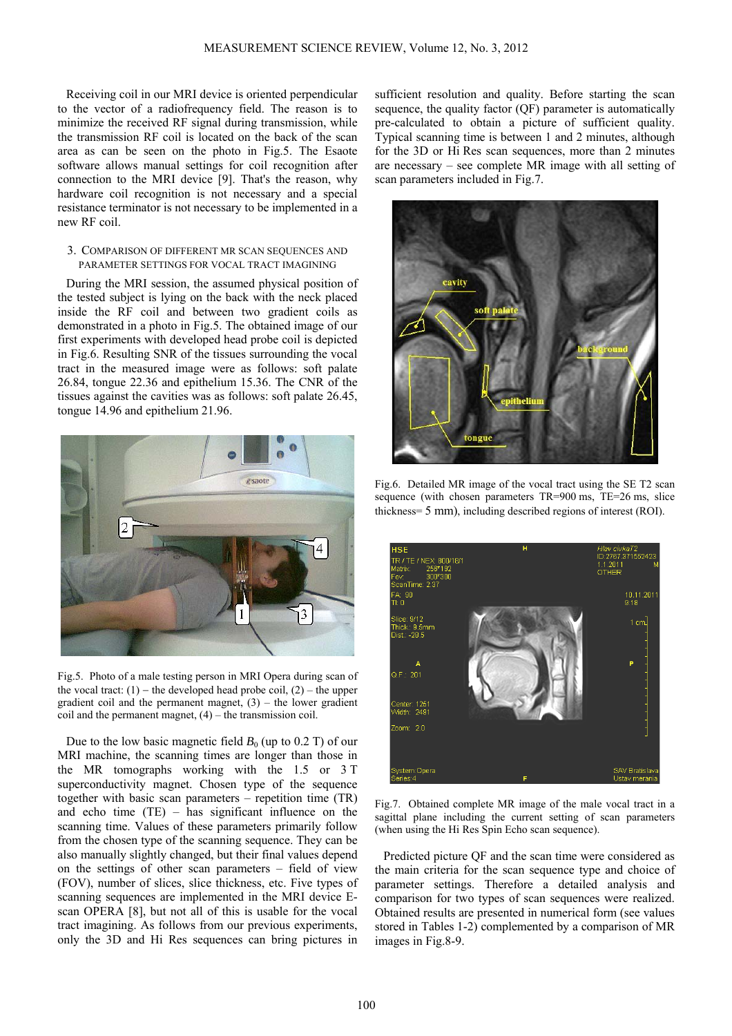Receiving coil in our MRI device is oriented perpendicular to the vector of a radiofrequency field. The reason is to minimize the received RF signal during transmission, while the transmission RF coil is located on the back of the scan area as can be seen on the photo in Fig.5. The Esaote software allows manual settings for coil recognition after connection to the MRI device [9]. That's the reason, why hardware coil recognition is not necessary and a special resistance terminator is not necessary to be implemented in a new RF coil.

## 3. Comparison of different MR scan sequences and parameter settings for vocal tract imagining

During the MRI session, the assumed physical position of the tested subject is lying on the back with the neck placed inside the RF coil and between two gradient coils as demonstrated in a photo in Fig.5. The obtained image of our first experiments with developed head probe coil is depicted in Fig.6. Resulting SNR of the tissues surrounding the vocal tract in the measured image were as follows: soft palate 26.84, tongue 22.36 and epithelium 15.36. The CNR of the tissues against the cavities was as follows: soft palate 26.45, tongue 14.96 and epithelium 21.96.

Fig.5. Photo of a male testing person in MRI Opera during scan of the vocal tract: (1) – the developed head probe coil, (2) – the upper gradient coil and the permanent magnet, (3) – the lower gradient coil and the permanent magnet, (4) – the transmission coil.

Due to the low basic magnetic field $B_0$ (up to 0.2 T) of our MRI machine, the scanning times are longer than those in the MR tomographs working with the 1.5 or 3 T superconductivity magnet. Chosen type of the sequence together with basic scan parameters – repetition time (TR) and echo time (TE) – has significant influence on the scanning time. Values of these parameters primarily follow from the chosen type of the scanning sequence. They can be also manually slightly changed, but their final values depend on the settings of other scan parameters – field of view (FOV), number of slices, slice thickness, etc. Five types of scanning sequences are implemented in the MRI device E-scan OPERA [8], but not all of this is usable for the vocal tract imagining. As follows from our previous experiments, only the 3D and Hi Res sequences can bring pictures in sufficient resolution and quality. Before starting the scan sequence, the quality factor (QF) parameter is automatically pre-calculated to obtain a picture of sufficient quality. Typical scanning time is between 1 and 2 minutes, although for the 3D or Hi Res scan sequences, more than 2 minutes are necessary – see complete MR image with all setting of scan parameters included in Fig.7.

Fig.6. Detailed MR image of the vocal tract using the SE T2 scan sequence (with chosen parameters TR=900 ms, TE=26 ms, slice thickness= 5 mm), including described regions of interest (ROI).

Fig.7. Obtained complete MR image of the male vocal tract in a sagittal plane including the current setting of scan parameters (when using the Hi Res Spin Echo scan sequence).

Predicted picture QF and the scan time were considered as the main criteria for the scan sequence type and choice of parameter settings. Therefore a detailed analysis and comparison for two types of scan sequences were realized. Obtained results are presented in numerical form (see values stored in Tables 1-2) complemented by a comparison of MR images in Fig.8-9.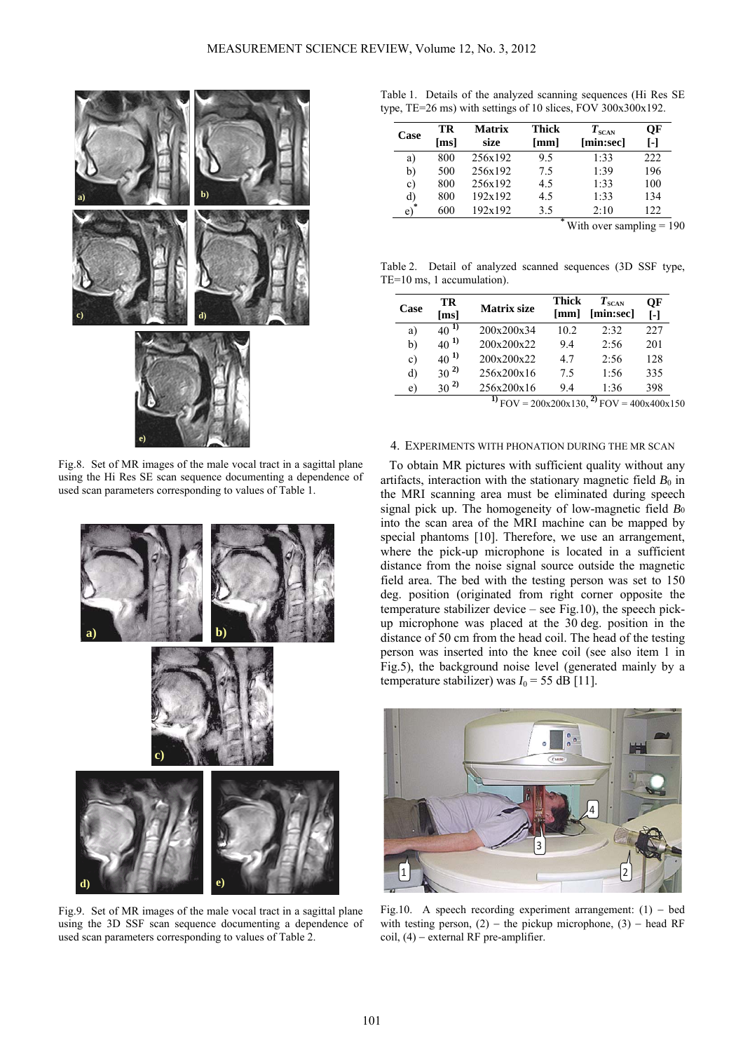Fig.8. Set of MR images of the male vocal tract in a sagittal plane using the Hi Res SE scan sequence documenting a dependence of used scan parameters corresponding to values of Table 1.

Fig.9. Set of MR images of the male vocal tract in a sagittal plane using the 3D SSF scan sequence documenting a dependence of used scan parameters corresponding to values of Table 2.

Table 1. Details of the analyzed scanning sequences (Hi Res SE type, TE=26 ms) with settings of 10 slices, FOV 300x300x192.

| Case | TR [ms] | Matrix size | Thick [mm] | $T_{SCAN}$ [min:sec] | QF [-] |
|---|---|---|---|---|---|
| a) | 800 | 256x192 | 9.5 | 1:33 | 222 |
| b) | 500 | 256x192 | 7.5 | 1:39 | 196 |
| c) | 800 | 256x192 | 4.5 | 1:33 | 100 |
| d) | 800 | 192x192 | 4.5 | 1:33 | 134 |
| e)* | 600 | 192x192 | 3.5 | 2:10 | 122 |

* With over sampling = 190

Table 2. Detail of analyzed scanned sequences (3D SSF type, TE=10 ms, 1 accumulation).

| Case | TR [ms] | Matrix size | Thick [mm] | $T_{SCAN}$ [min:sec] | QF [-] |
|---|---|---|---|---|---|
| a) | 40 [1)] | 200x200x34 | 10.2 | 2:32 | 227 |
| b) | 40 [1)] | 200x200x22 | 9.4 | 2:56 | 201 |
| c) | 40 [1)] | 200x200x22 | 4.7 | 2:56 | 128 |
| d) | 30 [2)] | 256x200x16 | 7.5 | 1:56 | 335 |
| e) | 30 [2)] | 256x200x16 | 9.4 | 1:36 | 398 |

[1)] FOV = 200x200x130, [2)] FOV = 400x400x150

## 4. Experiments with phonation during the MR scan

To obtain MR pictures with sufficient quality without any artifacts, interaction with the stationary magnetic field $B_0$ in the MRI scanning area must be eliminated during speech signal pick up. The homogeneity of low-magnetic field $B_0$ into the scan area of the MRI machine can be mapped by special phantoms [10]. Therefore, we use an arrangement, where the pick-up microphone is located in a sufficient distance from the noise signal source outside the magnetic field area. The bed with the testing person was set to 150 deg. position (originated from right corner opposite the temperature stabilizer device – see Fig.10), the speech pick-up microphone was placed at the 30 deg. position in the distance of 50 cm from the head coil. The head of the testing person was inserted into the knee coil (see also item 1 in Fig.5), the background noise level (generated mainly by a temperature stabilizer) was $I_0$ = 55 dB [11].

Fig.10. A speech recording experiment arrangement: (1) – bed with testing person, (2) – the pickup microphone, (3) – head RF coil, (4) – external RF pre-amplifier.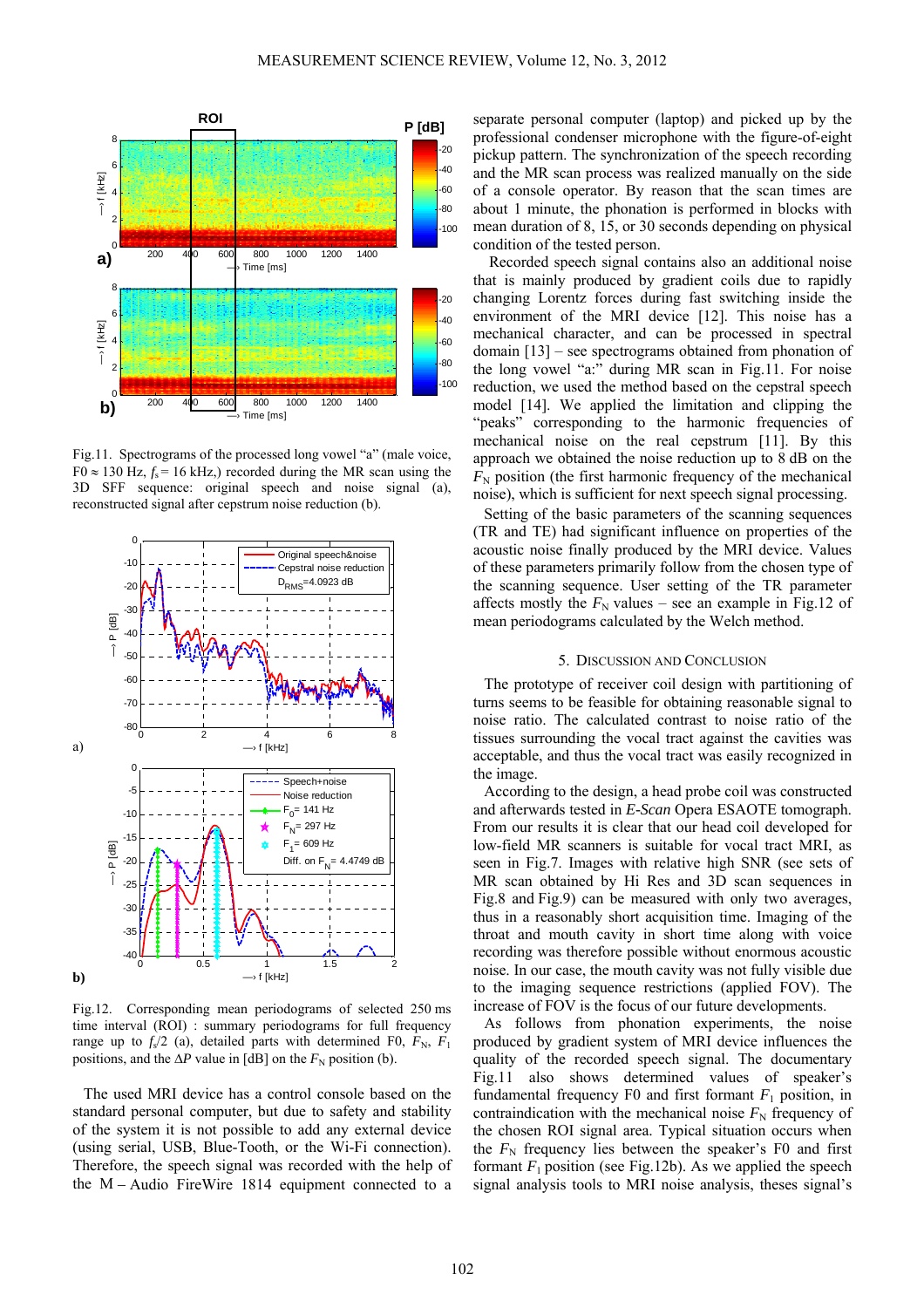Fig.11. Spectrograms of the processed long vowel "a" (male voice, F0 ≈ 130 Hz, $f_s$ = 16 kHz,) recorded during the MR scan using the 3D SFF sequence: original speech and noise signal (a), reconstructed signal after cepstrum noise reduction (b).

Fig.12. Corresponding mean periodograms of selected 250 ms time interval (ROI) : summary periodograms for full frequency range up to $f_s/2$ (a), detailed parts with determined F0, $F_N$, $F_1$ positions, and the Δ*P* value in [dB] on the $F_N$ position (b).

The used MRI device has a control console based on the standard personal computer, but due to safety and stability of the system it is not possible to add any external device (using serial, USB, Blue-Tooth, or the Wi-Fi connection). Therefore, the speech signal was recorded with the help of the M – Audio FireWire 1814 equipment connected to a separate personal computer (laptop) and picked up by the professional condenser microphone with the figure-of-eight pickup pattern. The synchronization of the speech recording and the MR scan process was realized manually on the side of a console operator. By reason that the scan times are about 1 minute, the phonation is performed in blocks with mean duration of 8, 15, or 30 seconds depending on physical condition of the tested person.

Recorded speech signal contains also an additional noise that is mainly produced by gradient coils due to rapidly changing Lorentz forces during fast switching inside the environment of the MRI device [12]. This noise has a mechanical character, and can be processed in spectral domain [13] – see spectrograms obtained from phonation of the long vowel "a:" during MR scan in Fig.11. For noise reduction, we used the method based on the cepstral speech model [14]. We applied the limitation and clipping the "peaks" corresponding to the harmonic frequencies of mechanical noise on the real cepstrum [11]. By this approach we obtained the noise reduction up to 8 dB on the $F_N$ position (the first harmonic frequency of the mechanical noise), which is sufficient for next speech signal processing.

Setting of the basic parameters of the scanning sequences (TR and TE) had significant influence on properties of the acoustic noise finally produced by the MRI device. Values of these parameters primarily follow from the chosen type of the scanning sequence. User setting of the TR parameter affects mostly the $F_N$ values – see an example in Fig.12 of mean periodograms calculated by the Welch method.

## 5. Discussion and Conclusion

The prototype of receiver coil design with partitioning of turns seems to be feasible for obtaining reasonable signal to noise ratio. The calculated contrast to noise ratio of the tissues surrounding the vocal tract against the cavities was acceptable, and thus the vocal tract was easily recognized in the image.

According to the design, a head probe coil was constructed and afterwards tested in *E-Scan* Opera ESAOTE tomograph. From our results it is clear that our head coil developed for low-field MR scanners is suitable for vocal tract MRI, as seen in Fig.7. Images with relative high SNR (see sets of MR scan obtained by Hi Res and 3D scan sequences in Fig.8 and Fig.9) can be measured with only two averages, thus in a reasonably short acquisition time. Imaging of the throat and mouth cavity in short time along with voice recording was therefore possible without enormous acoustic noise. In our case, the mouth cavity was not fully visible due to the imaging sequence restrictions (applied FOV). The increase of FOV is the focus of our future developments.

As follows from phonation experiments, the noise produced by gradient system of MRI device influences the quality of the recorded speech signal. The documentary Fig.11 also shows determined values of speaker's fundamental frequency F0 and first formant $F_1$ position, in contraindication with the mechanical noise $F_N$ frequency of the chosen ROI signal area. Typical situation occurs when the $F_N$ frequency lies between the speaker's F0 and first formant $F_1$ position (see Fig.12b). As we applied the speech signal analysis tools to MRI noise analysis, theses signal's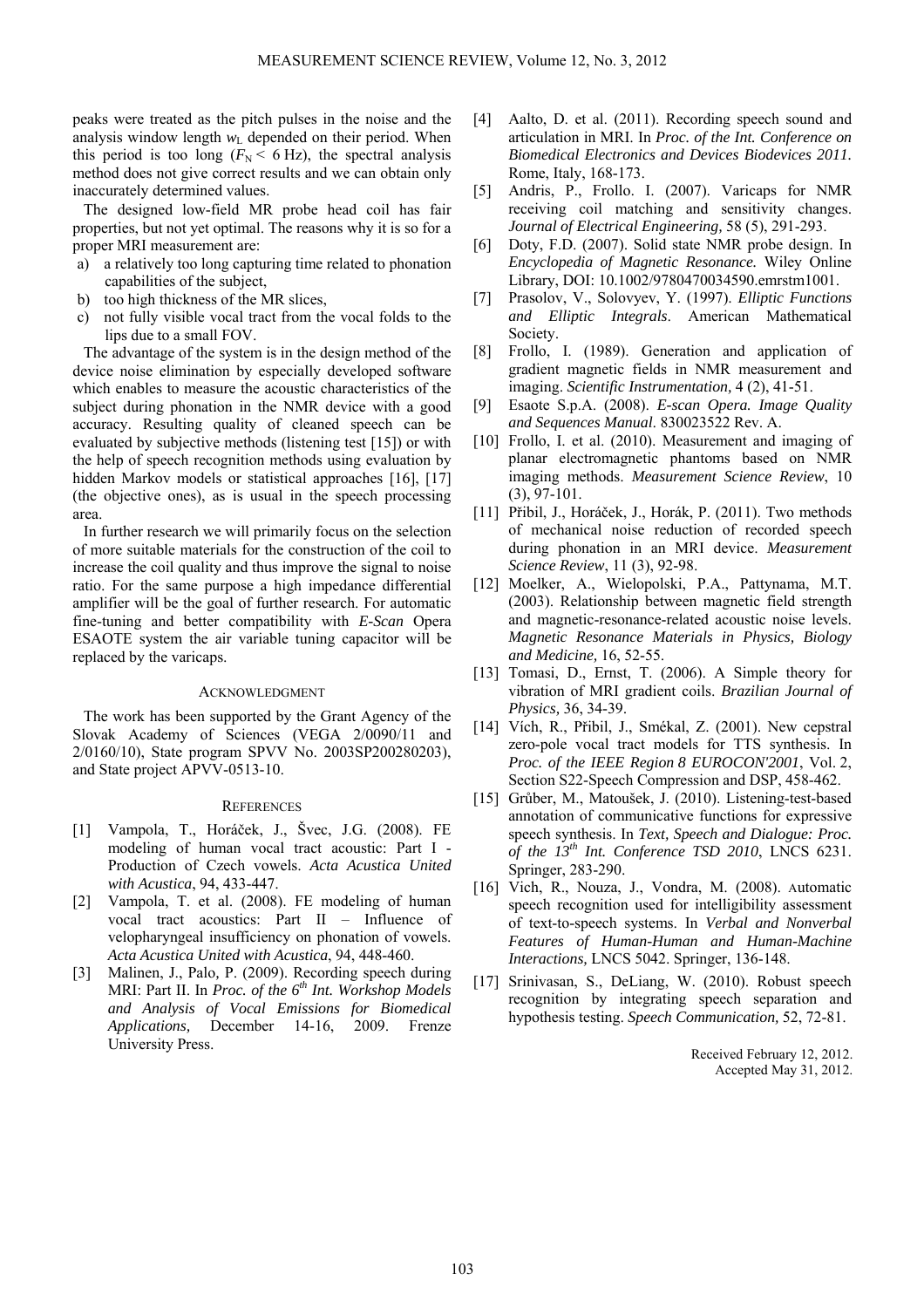peaks were treated as the pitch pulses in the noise and the analysis window length $w_L$ depended on their period. When this period is too long ($F_N < 6$ Hz), the spectral analysis method does not give correct results and we can obtain only inaccurately determined values.

The designed low-field MR probe head coil has fair properties, but not yet optimal. The reasons why it is so for a proper MRI measurement are:

a) a relatively too long capturing time related to phonation capabilities of the subject,
b) too high thickness of the MR slices,
c) not fully visible vocal tract from the vocal folds to the lips due to a small FOV.

The advantage of the system is in the design method of the device noise elimination by especially developed software which enables to measure the acoustic characteristics of the subject during phonation in the NMR device with a good accuracy. Resulting quality of cleaned speech can be evaluated by subjective methods (listening test [15]) or with the help of speech recognition methods using evaluation by hidden Markov models or statistical approaches [16], [17] (the objective ones), as is usual in the speech processing area.

In further research we will primarily focus on the selection of more suitable materials for the construction of the coil to increase the coil quality and thus improve the signal to noise ratio. For the same purpose a high impedance differential amplifier will be the goal of further research. For automatic fine-tuning and better compatibility with *E-Scan* Opera ESAOTE system the air variable tuning capacitor will be replaced by the varicaps.

## ACKNOWLEDGMENT

The work has been supported by the Grant Agency of the Slovak Academy of Sciences (VEGA 2/0090/11 and 2/0160/10), State program SPVV No. 2003SP200280203), and State project APVV-0513-10.

## REFERENCES

[1] Vampola, T., Horáček, J., Švec, J.G. (2008). FE modeling of human vocal tract acoustic: Part I - Production of Czech vowels. *Acta Acustica United with Acustica*, 94, 433-447.

[2] Vampola, T. et al. (2008). FE modeling of human vocal tract acoustics: Part II – Influence of velopharyngeal insufficiency on phonation of vowels. *Acta Acustica United with Acustica*, 94, 448-460.

[3] Malinen, J., Palo, P. (2009). Recording speech during MRI: Part II. In *Proc. of the 6th Int. Workshop Models and Analysis of Vocal Emissions for Biomedical Applications,* December 14-16, 2009. Frenze University Press.

[4] Aalto, D. et al. (2011). Recording speech sound and articulation in MRI. In *Proc. of the Int. Conference on Biomedical Electronics and Devices Biodevices 2011.* Rome, Italy, 168-173.

[5] Andris, P., Frollo. I. (2007). Varicaps for NMR receiving coil matching and sensitivity changes. *Journal of Electrical Engineering,* 58 (5), 291-293.

[6] Doty, F.D. (2007). Solid state NMR probe design. In *Encyclopedia of Magnetic Resonance.* Wiley Online Library, DOI: 10.1002/9780470034590.emrstm1001.

[7] Prasolov, V., Solovyev, Y. (1997). *Elliptic Functions and Elliptic Integrals*. American Mathematical Society.

[8] Frollo, I. (1989). Generation and application of gradient magnetic fields in NMR measurement and imaging. *Scientific Instrumentation,* 4 (2), 41-51.

[9] Esaote S.p.A. (2008). *E-scan Opera. Image Quality and Sequences Manual*. 830023522 Rev. A.

[10] Frollo, I. et al. (2010). Measurement and imaging of planar electromagnetic phantoms based on NMR imaging methods. *Measurement Science Review*, 10 (3), 97-101.

[11] Přibil, J., Horáček, J., Horák, P. (2011). Two methods of mechanical noise reduction of recorded speech during phonation in an MRI device. *Measurement Science Review*, 11 (3), 92-98.

[12] Moelker, A., Wielopolski, P.A., Pattynama, M.T. (2003). Relationship between magnetic field strength and magnetic-resonance-related acoustic noise levels. *Magnetic Resonance Materials in Physics, Biology and Medicine,* 16, 52-55.

[13] Tomasi, D., Ernst, T. (2006). A Simple theory for vibration of MRI gradient coils. *Brazilian Journal of Physics,* 36, 34-39.

[14] Vích, R., Přibil, J., Smékal, Z. (2001). New cepstral zero-pole vocal tract models for TTS synthesis. In *Proc. of the IEEE Region 8 EUROCON'2001*, Vol. 2, Section S22-Speech Compression and DSP, 458-462.

[15] Grůber, M., Matoušek, J. (2010). Listening-test-based annotation of communicative functions for expressive speech synthesis. In *Text, Speech and Dialogue: Proc. of the 13th Int. Conference TSD 2010*, LNCS 6231. Springer, 283-290.

[16] Vich, R., Nouza, J., Vondra, M. (2008). Automatic speech recognition used for intelligibility assessment of text-to-speech systems. In *Verbal and Nonverbal Features of Human-Human and Human-Machine Interactions,* LNCS 5042. Springer, 136-148.

[17] Srinivasan, S., DeLiang, W. (2010). Robust speech recognition by integrating speech separation and hypothesis testing. *Speech Communication,* 52, 72-81.

Received February 12, 2012.
Accepted May 31, 2012.